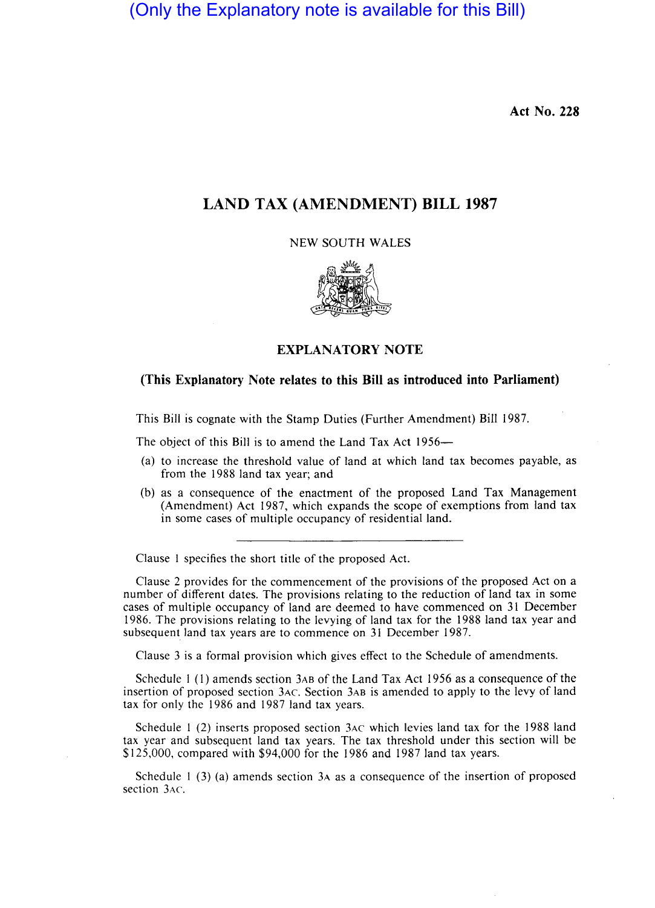(Only the Explanatory note is available for this Bill)

**Act No. 228**

# LAND TAX (AMENDMENT) BILL 1987

NEW SOUTH WALES

## EXPLANATORY NOTE

### (This Explanatory Note relates to this Bill as introduced into Parliament)

This Bill is cognate with the Stamp Duties (Further Amendment) Bill 1987.

The object of this Bill is to amend the Land Tax Act 1956—

(a) to increase the threshold value of land at which land tax becomes payable, as from the 1988 land tax year; and

(b) as a consequence of the enactment of the proposed Land Tax Management (Amendment) Act 1987, which expands the scope of exemptions from land tax in some cases of multiple occupancy of residential land.

---

Clause 1 specifies the short title of the proposed Act.

Clause 2 provides for the commencement of the provisions of the proposed Act on a number of different dates. The provisions relating to the reduction of land tax in some cases of multiple occupancy of land are deemed to have commenced on 31 December 1986. The provisions relating to the levying of land tax for the 1988 land tax year and subsequent land tax years are to commence on 31 December 1987.

Clause 3 is a formal provision which gives effect to the Schedule of amendments.

Schedule 1 (1) amends section 3AB of the Land Tax Act 1956 as a consequence of the insertion of proposed section 3AC. Section 3AB is amended to apply to the levy of land tax for only the 1986 and 1987 land tax years.

Schedule 1 (2) inserts proposed section 3AC which levies land tax for the 1988 land tax year and subsequent land tax years. The tax threshold under this section will be \$125,000, compared with \$94,000 for the 1986 and 1987 land tax years.

Schedule 1 (3) (a) amends section 3A as a consequence of the insertion of proposed section 3AC.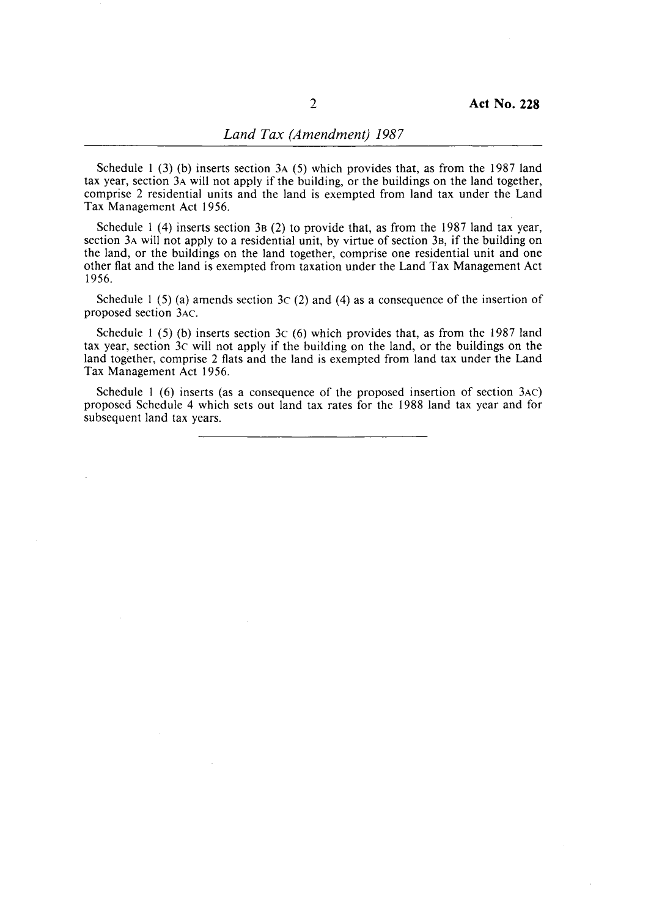Schedule 1 (3) (b) inserts section 3A (5) which provides that, as from the 1987 land tax year, section 3A will not apply if the building, or the buildings on the land together, comprise 2 residential units and the land is exempted from land tax under the Land Tax Management Act 1956.

Schedule 1 (4) inserts section 3B (2) to provide that, as from the 1987 land tax year, section 3A will not apply to a residential unit, by virtue of section 3B, if the building on the land, or the buildings on the land together, comprise one residential unit and one other flat and the land is exempted from taxation under the Land Tax Management Act 1956.

Schedule 1 (5) (a) amends section 3C (2) and (4) as a consequence of the insertion of proposed section 3AC.

Schedule 1 (5) (b) inserts section 3C (6) which provides that, as from the 1987 land tax year, section 3C will not apply if the building on the land, or the buildings on the land together, comprise 2 flats and the land is exempted from land tax under the Land Tax Management Act 1956.

Schedule 1 (6) inserts (as a consequence of the proposed insertion of section 3AC) proposed Schedule 4 which sets out land tax rates for the 1988 land tax year and for subsequent land tax years.